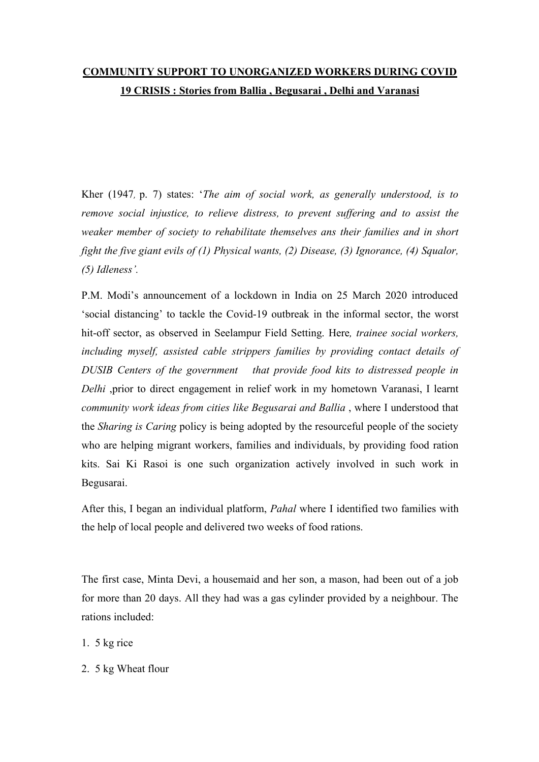# **COMMUNITY SUPPORT TO UNORGANIZED WORKERS DURING COVID 19 CRISIS : Stories from Ballia , Begusarai , Delhi and Varanasi**

Kher (1947*,* p. 7) states: '*The aim of social work, as generally understood, is to remove social injustice, to relieve distress, to prevent suffering and to assist the weaker member of society to rehabilitate themselves ans their families and in short fight the five giant evils of (1) Physical wants, (2) Disease, (3) Ignorance, (4) Squalor, (5) Idleness'.*

P.M. Modi's announcement of a lockdown in India on 25 March 2020 introduced 'social distancing' to tackle the Covid-19 outbreak in the informal sector, the worst hit-off sector, as observed in Seelampur Field Setting. Here*, trainee social workers, including myself, assisted cable strippers families by providing contact details of DUSIB Centers of the government that provide food kits to distressed people in Delhi* ,prior to direct engagement in relief work in my hometown Varanasi, I learnt *community work ideas from cities like Begusarai and Ballia* , where I understood that the *Sharing is Caring* policy is being adopted by the resourceful people of the society who are helping migrant workers, families and individuals, by providing food ration kits. Sai Ki Rasoi is one such organization actively involved in such work in Begusarai.

After this, I began an individual platform, *Pahal* where I identified two families with the help of local people and delivered two weeks of food rations.

The first case, Minta Devi, a housemaid and her son, a mason, had been out of a job for more than 20 days. All they had was a gas cylinder provided by a neighbour. The rations included:

1. 5 kg rice
2. 5 kg Wheat flour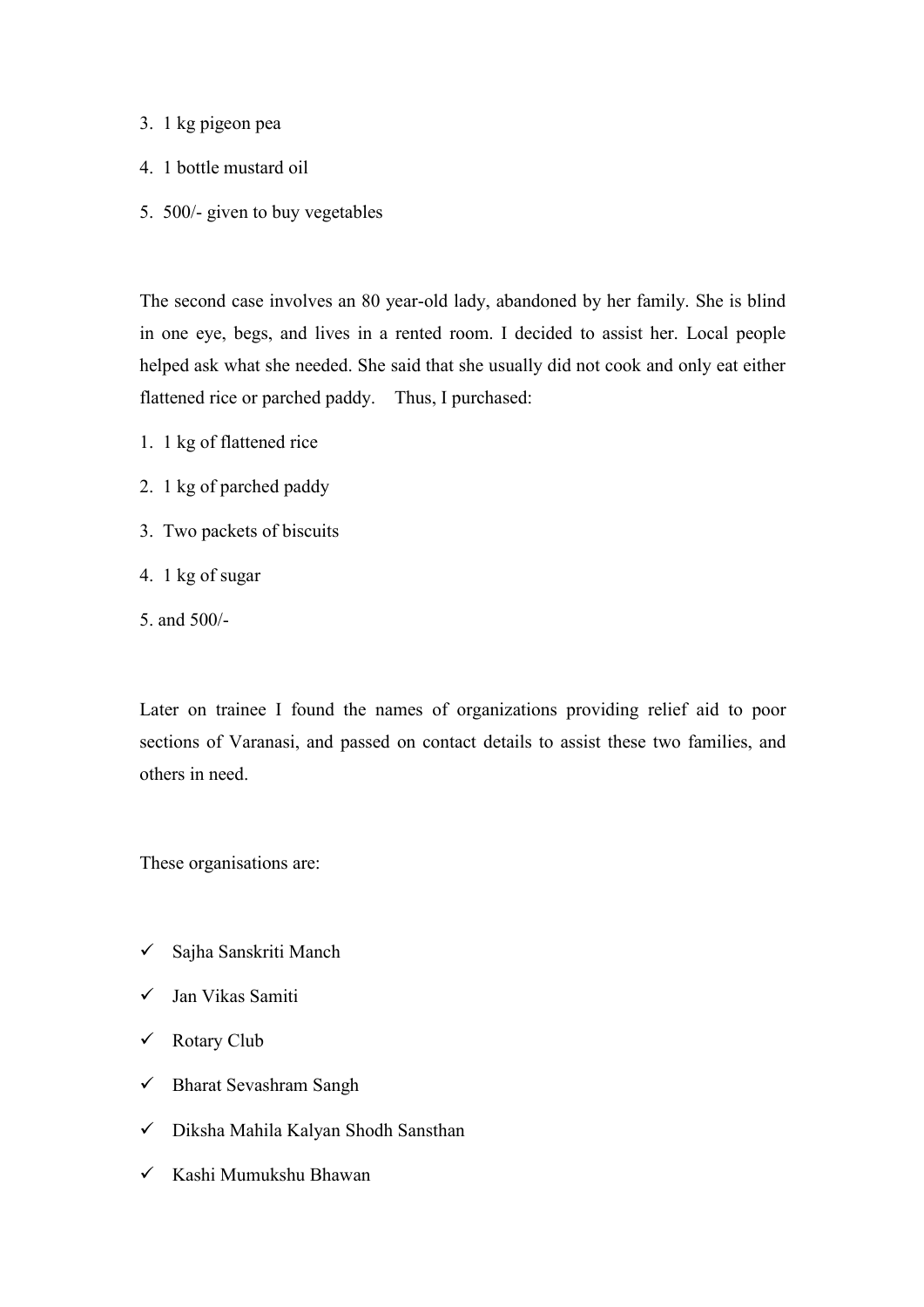3. 1 kg pigeon pea
4. 1 bottle mustard oil
5. 500/- given to buy vegetables

The second case involves an 80 year-old lady, abandoned by her family. She is blind in one eye, begs, and lives in a rented room. I decided to assist her. Local people helped ask what she needed. She said that she usually did not cook and only eat either flattened rice or parched paddy. Thus, I purchased:

1. 1 kg of flattened rice
2. 1 kg of parched paddy
3. Two packets of biscuits
4. 1 kg of sugar
5. and 500/-

Later on trainee I found the names of organizations providing relief aid to poor sections of Varanasi, and passed on contact details to assist these two families, and others in need.

These organisations are:

- ✓ Sajha Sanskriti Manch
- ✓ Jan Vikas Samiti
- ✓ Rotary Club
- ✓ Bharat Sevashram Sangh
- ✓ Diksha Mahila Kalyan Shodh Sansthan
- ✓ Kashi Mumukshu Bhawan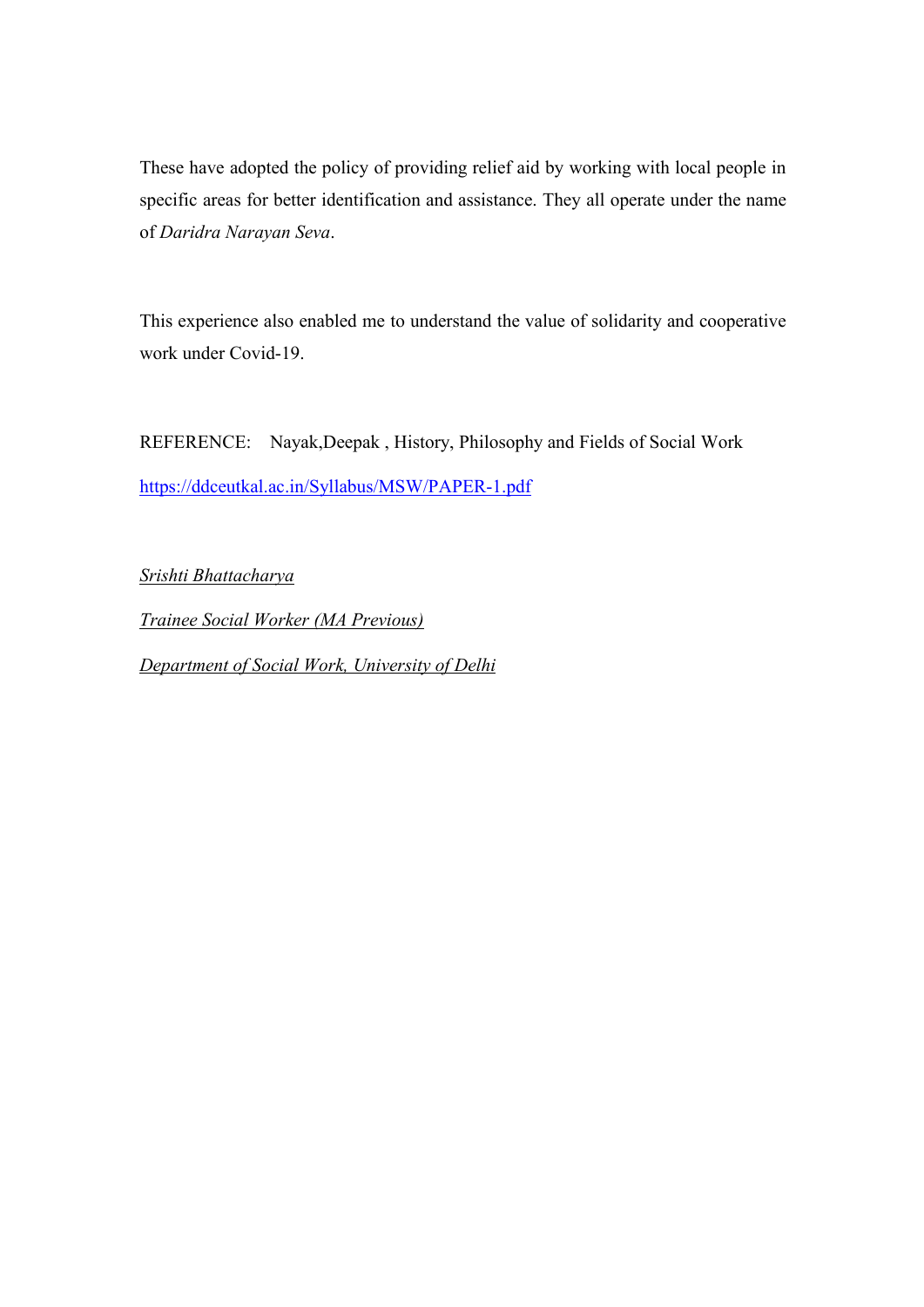These have adopted the policy of providing relief aid by working with local people in specific areas for better identification and assistance. They all operate under the name of *Daridra Narayan Seva*.

This experience also enabled me to understand the value of solidarity and cooperative work under Covid-19.

REFERENCE: Nayak,Deepak , History, Philosophy and Fields of Social Work

https://ddceutkal.ac.in/Syllabus/MSW/PAPER-1.pdf

*Srishti Bhattacharya*

*Trainee Social Worker (MA Previous)*

*Department of Social Work, University of Delhi*